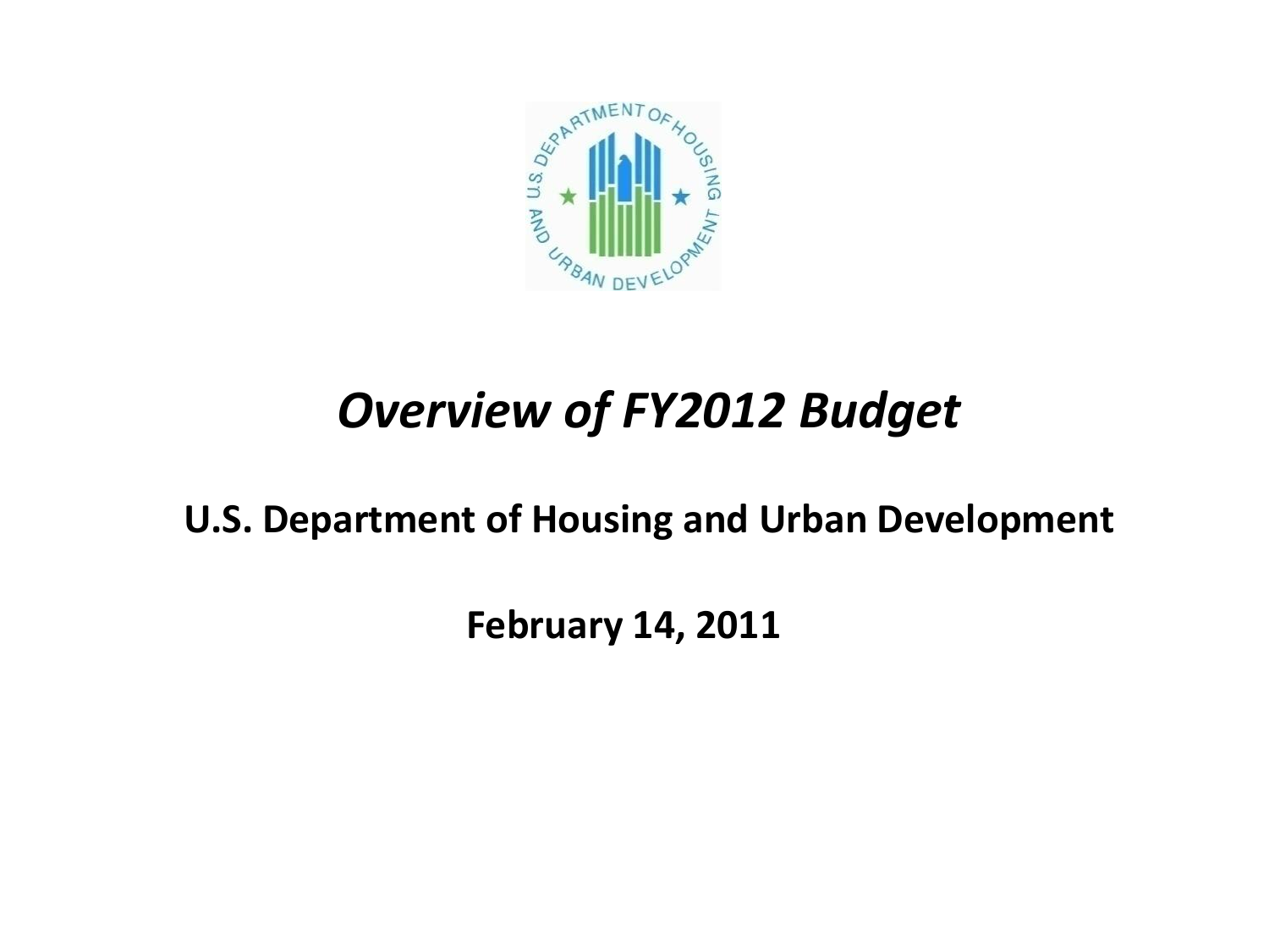# *Overview of FY2012 Budget*

**U.S. Department of Housing and Urban Development**

**February 14, 2011**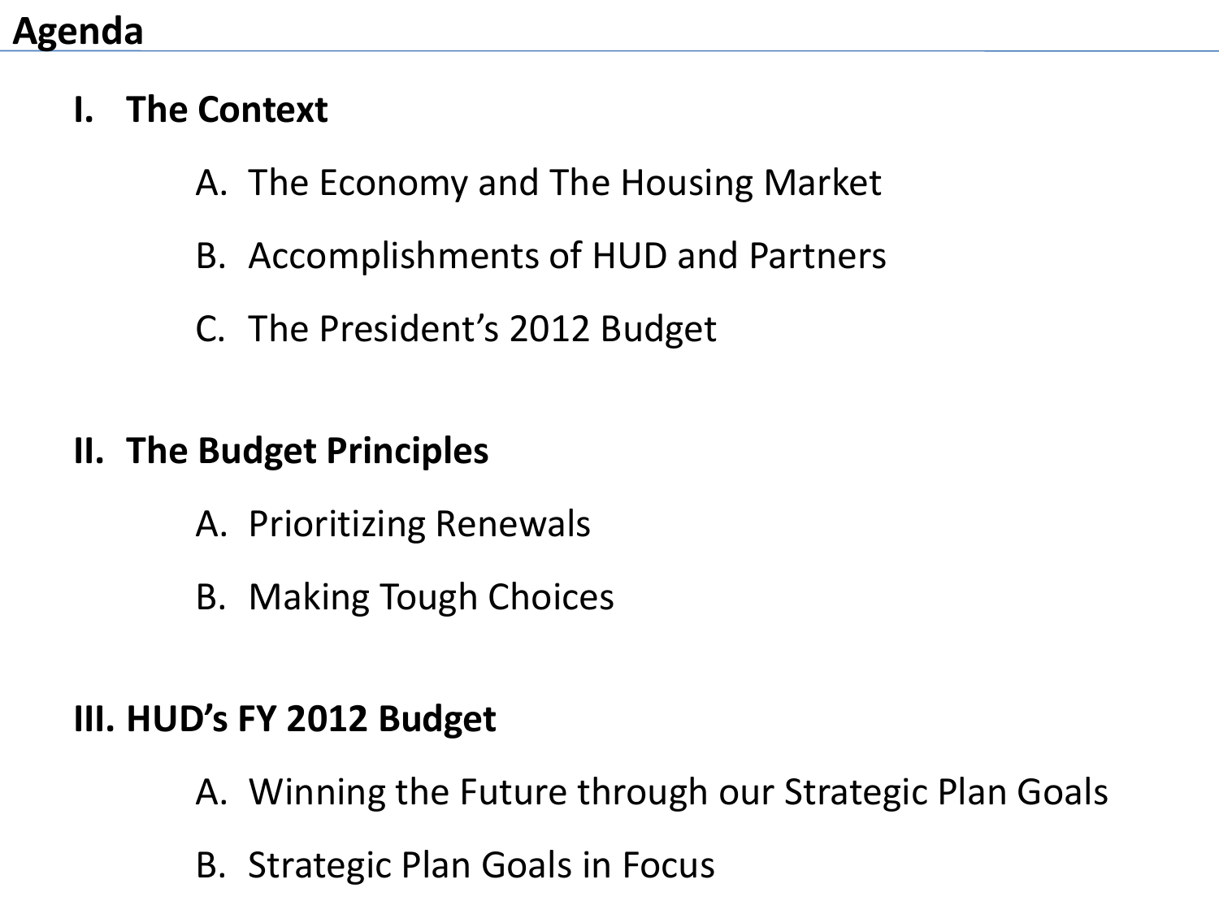# Agenda

## I. The Context

A. The Economy and The Housing Market

B. Accomplishments of HUD and Partners

C. The President's 2012 Budget

## II. The Budget Principles

A. Prioritizing Renewals

B. Making Tough Choices

## III. HUD's FY 2012 Budget

A. Winning the Future through our Strategic Plan Goals

B. Strategic Plan Goals in Focus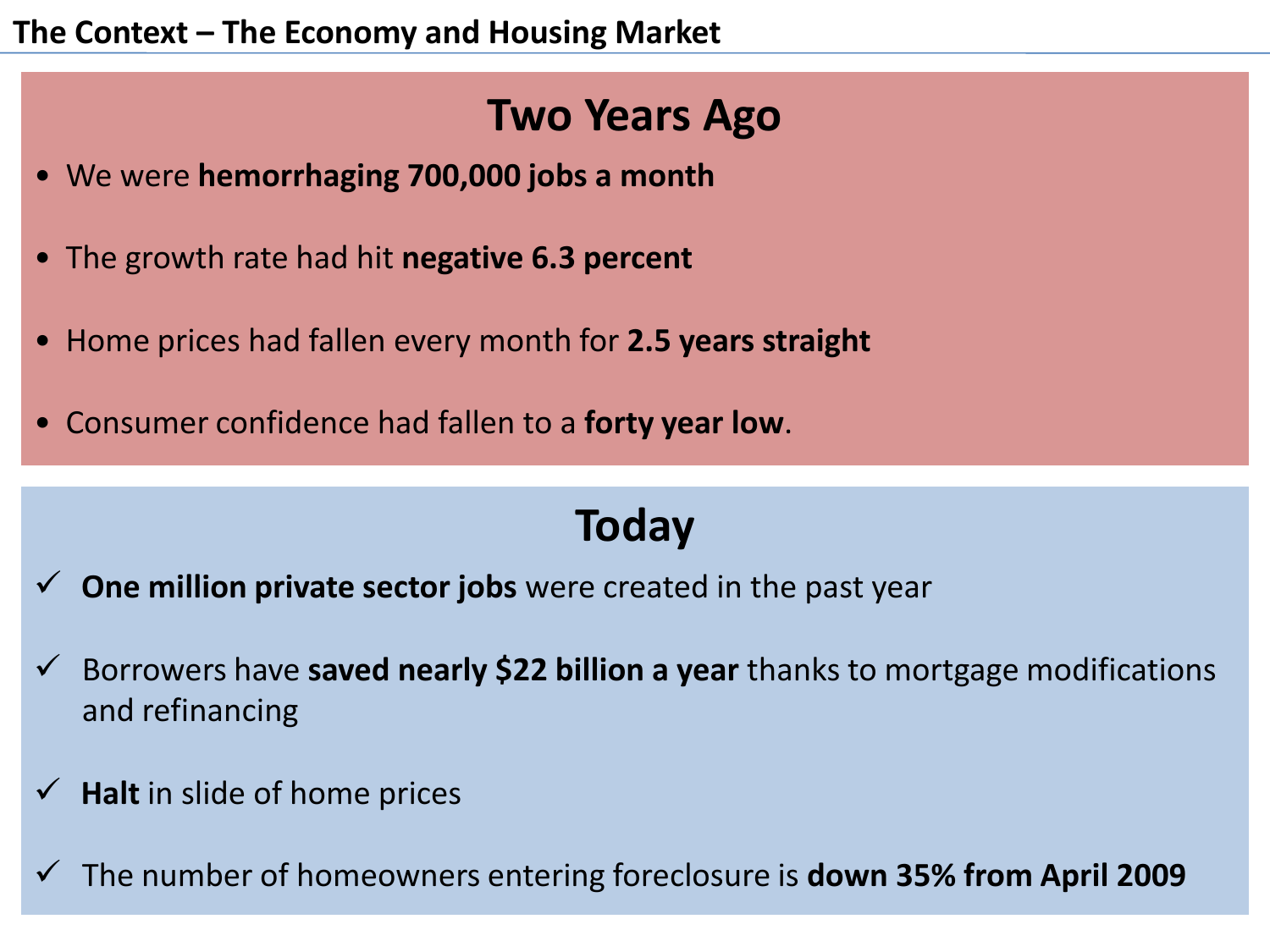# The Context – The Economy and Housing Market

## Two Years Ago

- We were **hemorrhaging 700,000 jobs a month**
- The growth rate had hit **negative 6.3 percent**
- Home prices had fallen every month for **2.5 years straight**
- Consumer confidence had fallen to a **forty year low**.

## Today

- ✓ **One million private sector jobs** were created in the past year
- ✓ Borrowers have **saved nearly $22 billion a year** thanks to mortgage modifications and refinancing
- ✓ **Halt** in slide of home prices
- ✓ The number of homeowners entering foreclosure is **down 35% from April 2009**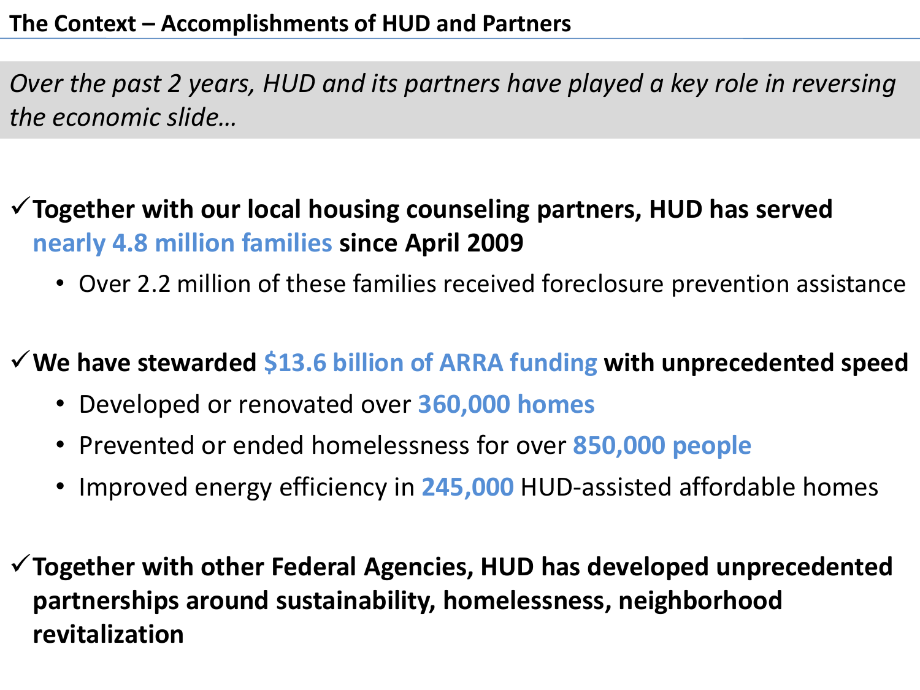## The Context – Accomplishments of HUD and Partners

*Over the past 2 years, HUD and its partners have played a key role in reversing the economic slide…*

✓ **Together with our local housing counseling partners, HUD has served nearly 4.8 million families since April 2009**

- Over 2.2 million of these families received foreclosure prevention assistance

✓ **We have stewarded $13.6 billion of ARRA funding with unprecedented speed**

- Developed or renovated over **360,000 homes**
- Prevented or ended homelessness for over **850,000 people**
- Improved energy efficiency in **245,000** HUD-assisted affordable homes

✓ **Together with other Federal Agencies, HUD has developed unprecedented partnerships around sustainability, homelessness, neighborhood revitalization**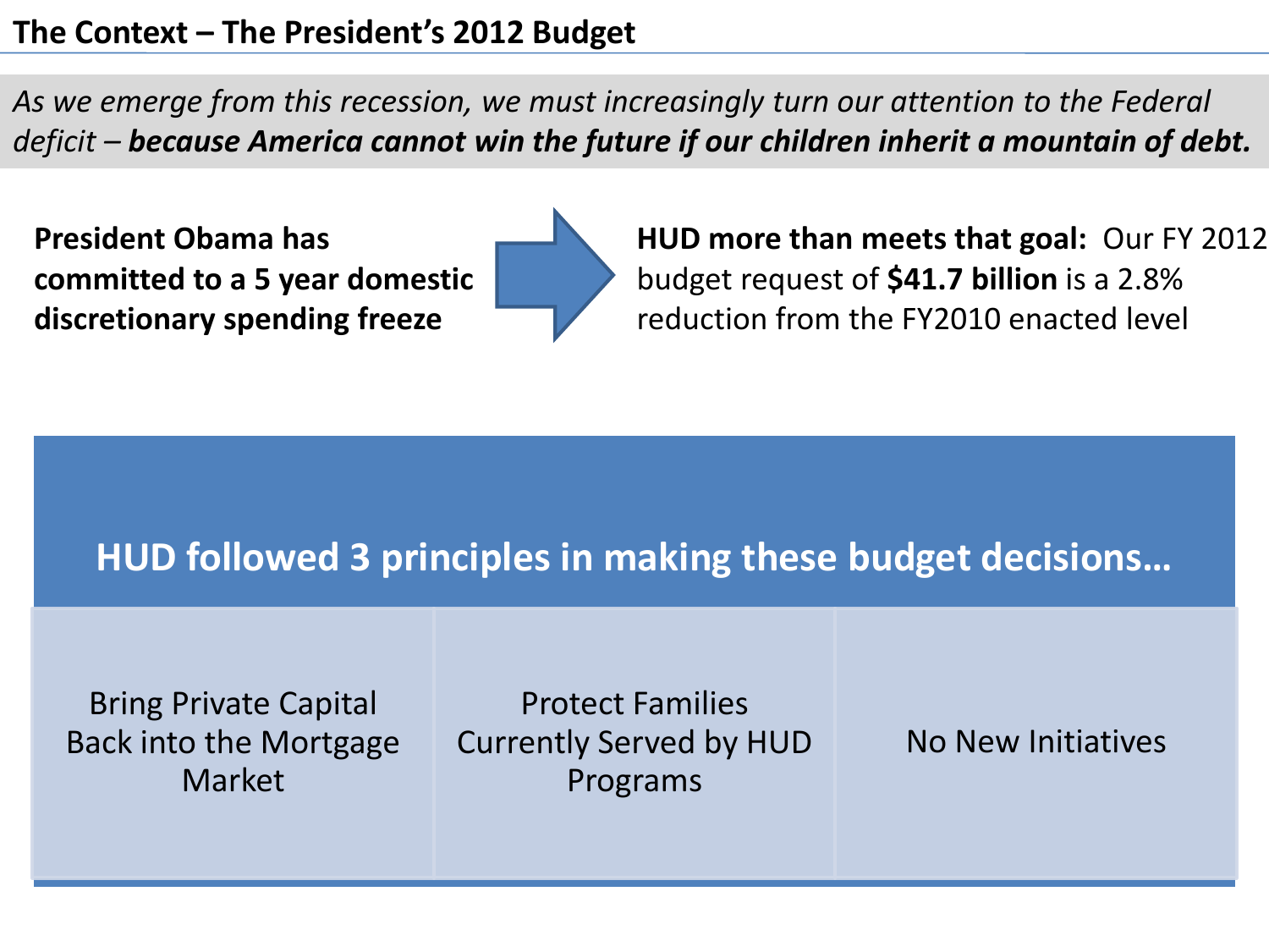# The Context – The President's 2012 Budget

*As we emerge from this recession, we must increasingly turn our attention to the Federal deficit – **because America cannot win the future if our children inherit a mountain of debt.***

**President Obama has committed to a 5 year domestic discretionary spending freeze**

**HUD more than meets that goal:** Our FY 2012 budget request of **$41.7 billion** is a 2.8% reduction from the FY2010 enacted level

## HUD followed 3 principles in making these budget decisions…

- Bring Private Capital Back into the Mortgage Market
- Protect Families Currently Served by HUD Programs
- No New Initiatives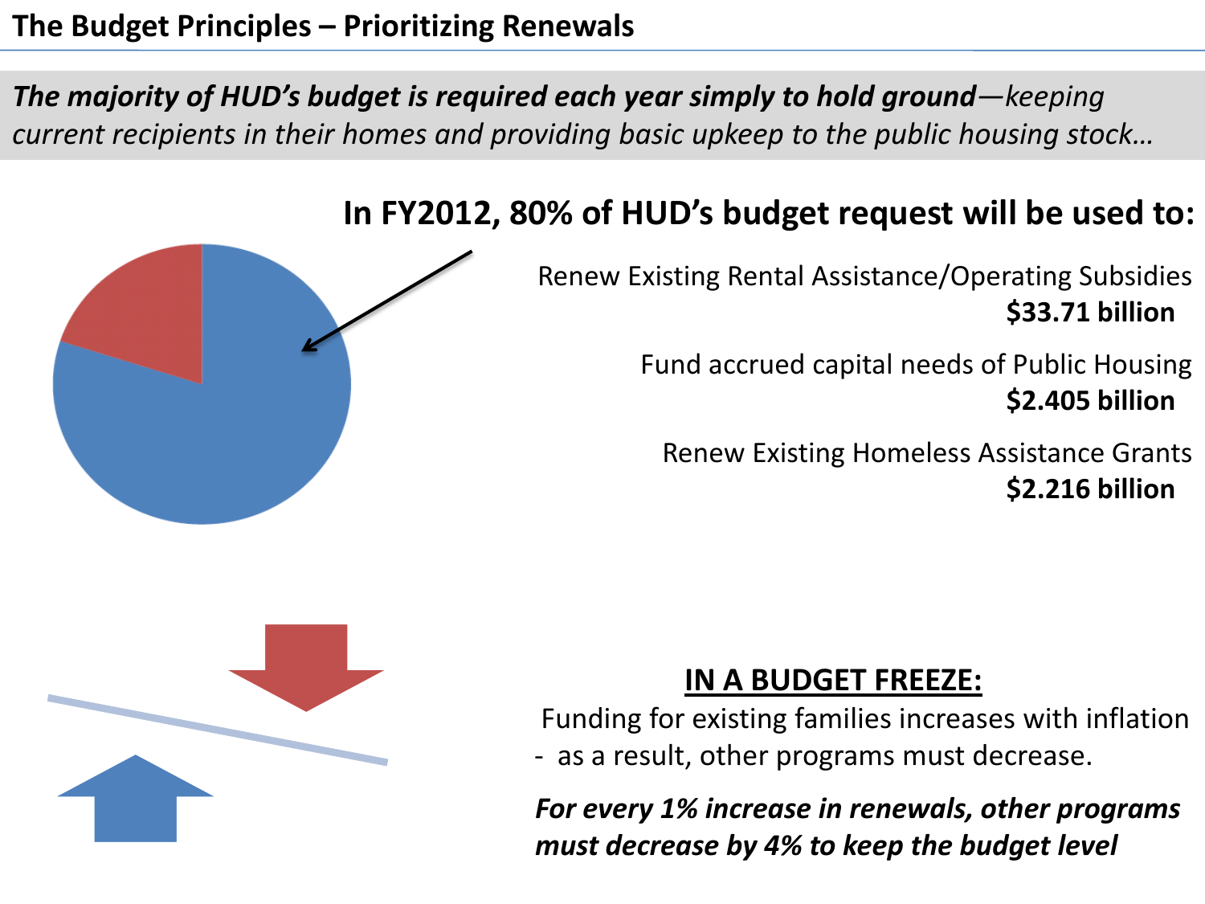## The Budget Principles – Prioritizing Renewals

***The majority of HUD's budget is required each year simply to hold ground****—keeping current recipients in their homes and providing basic upkeep to the public housing stock…*

### In FY2012, 80% of HUD's budget request will be used to:

Renew Existing Rental Assistance/Operating Subsidies
**$33.71 billion**

Fund accrued capital needs of Public Housing
**$2.405 billion**

Renew Existing Homeless Assistance Grants
**$2.216 billion**

**IN A BUDGET FREEZE:**

Funding for existing families increases with inflation
- as a result, other programs must decrease.

***For every 1% increase in renewals, other programs must decrease by 4% to keep the budget level***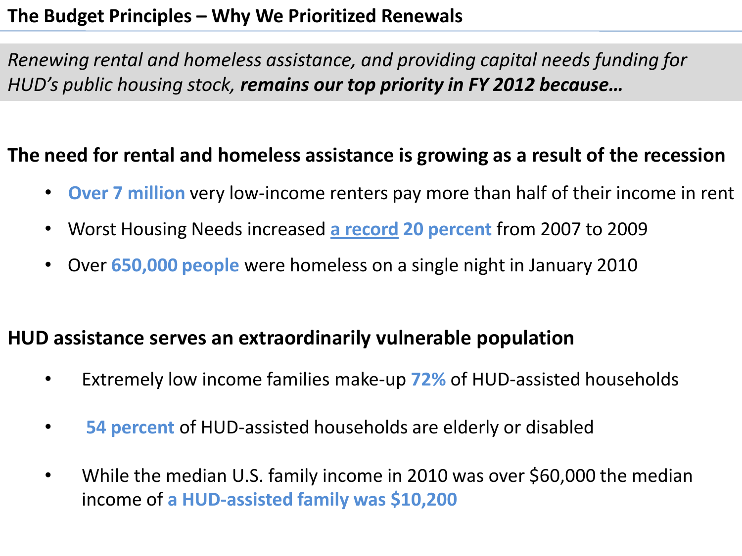## The Budget Principles – Why We Prioritized Renewals

*Renewing rental and homeless assistance, and providing capital needs funding for HUD's public housing stock,* ***remains our top priority in FY 2012 because…***

### The need for rental and homeless assistance is growing as a result of the recession

- **Over 7 million** very low-income renters pay more than half of their income in rent
- Worst Housing Needs increased **a record 20 percent** from 2007 to 2009
- Over **650,000 people** were homeless on a single night in January 2010

### HUD assistance serves an extraordinarily vulnerable population

- Extremely low income families make-up **72%** of HUD-assisted households
- **54 percent** of HUD-assisted households are elderly or disabled
- While the median U.S. family income in 2010 was over $60,000 the median income of **a HUD-assisted family was $10,200**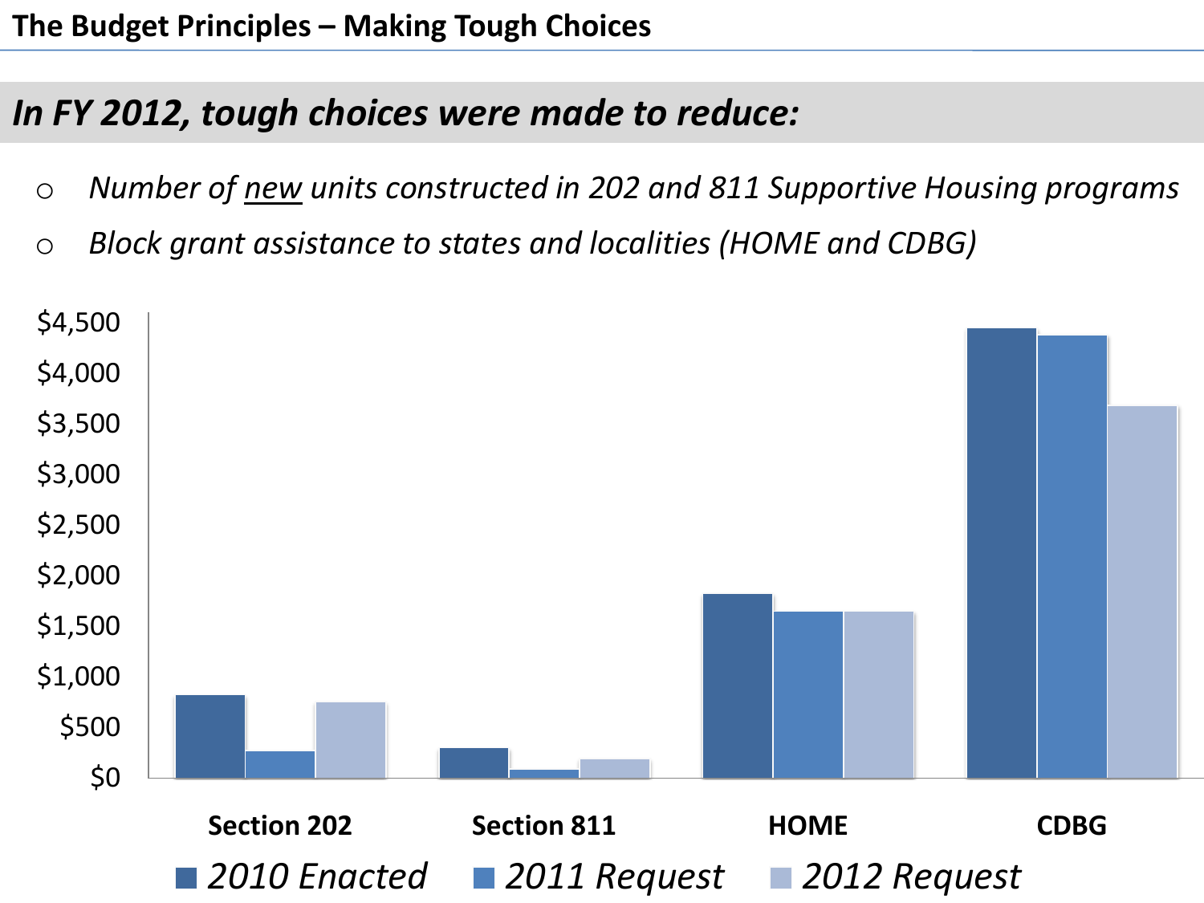## The Budget Principles – Making Tough Choices

### *In FY 2012, tough choices were made to reduce:*

- *Number of new units constructed in 202 and 811 Supportive Housing programs*
- *Block grant assistance to states and localities (HOME and CDBG)*

$4,500
$4,000
$3,500
$3,000
$2,500
$2,000
$1,500
$1,000
$500
$0

**Section 202** **Section 811** **HOME** **CDBG**

*2010 Enacted* *2011 Request* *2012 Request*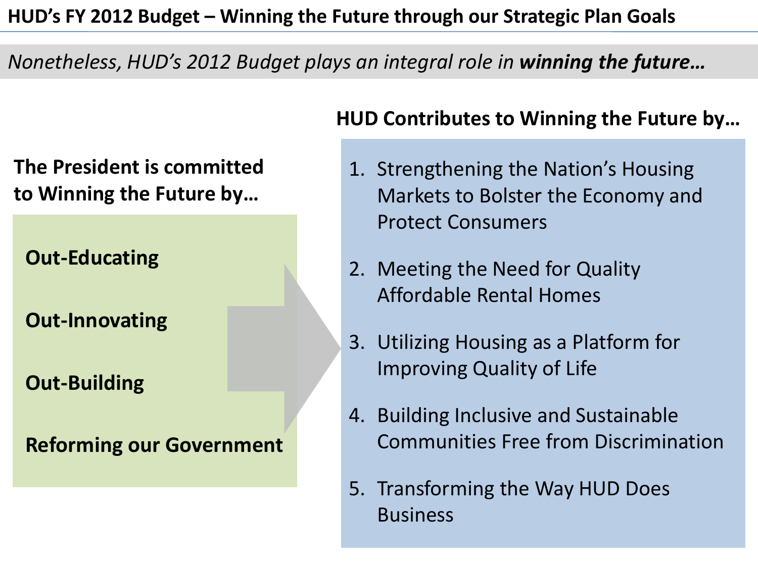# HUD's FY 2012 Budget – Winning the Future through our Strategic Plan Goals

*Nonetheless, HUD's 2012 Budget plays an integral role in* ***winning the future…***

**The President is committed to Winning the Future by…**

**Out-Educating**

**Out-Innovating**

**Out-Building**

**Reforming our Government**

**HUD Contributes to Winning the Future by…**

1. Strengthening the Nation's Housing Markets to Bolster the Economy and Protect Consumers
2. Meeting the Need for Quality Affordable Rental Homes
3. Utilizing Housing as a Platform for Improving Quality of Life
4. Building Inclusive and Sustainable Communities Free from Discrimination
5. Transforming the Way HUD Does Business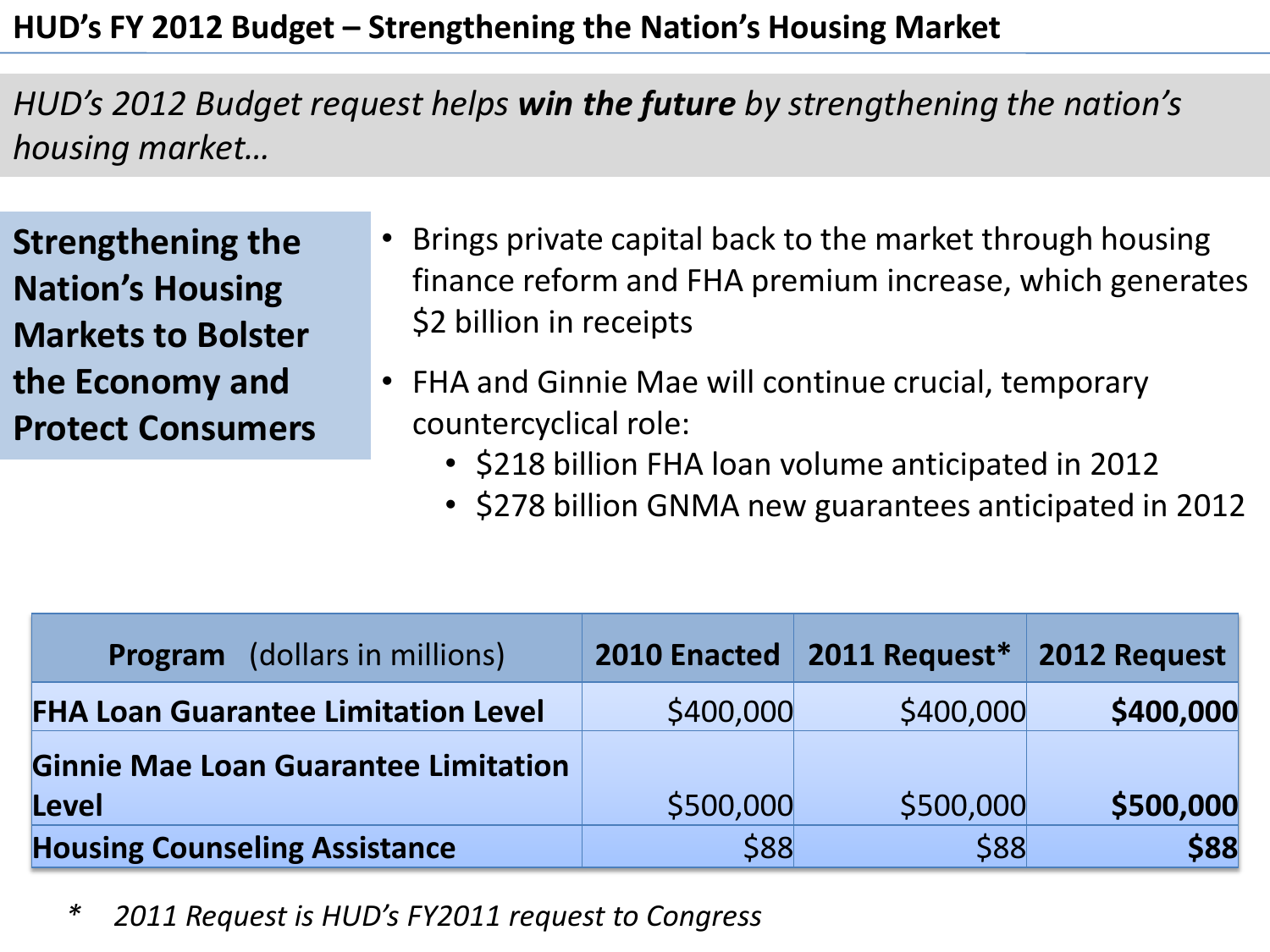# HUD's FY 2012 Budget – Strengthening the Nation's Housing Market

*HUD's 2012 Budget request helps **win the future** by strengthening the nation's housing market…*

**Strengthening the Nation's Housing Markets to Bolster the Economy and Protect Consumers**

- Brings private capital back to the market through housing finance reform and FHA premium increase, which generates $2 billion in receipts
- FHA and Ginnie Mae will continue crucial, temporary countercyclical role:
  - $218 billion FHA loan volume anticipated in 2012
  - $278 billion GNMA new guarantees anticipated in 2012

| **Program** (dollars in millions) | **2010 Enacted** | **2011 Request*** | **2012 Request** |
|---|---:|---:|---:|
| **FHA Loan Guarantee Limitation Level** | $400,000 | $400,000 | **$400,000** |
| **Ginnie Mae Loan Guarantee Limitation Level** | $500,000 | $500,000 | **$500,000** |
| **Housing Counseling Assistance** | $88 | $88 | **$88** |

\* *2011 Request is HUD's FY2011 request to Congress*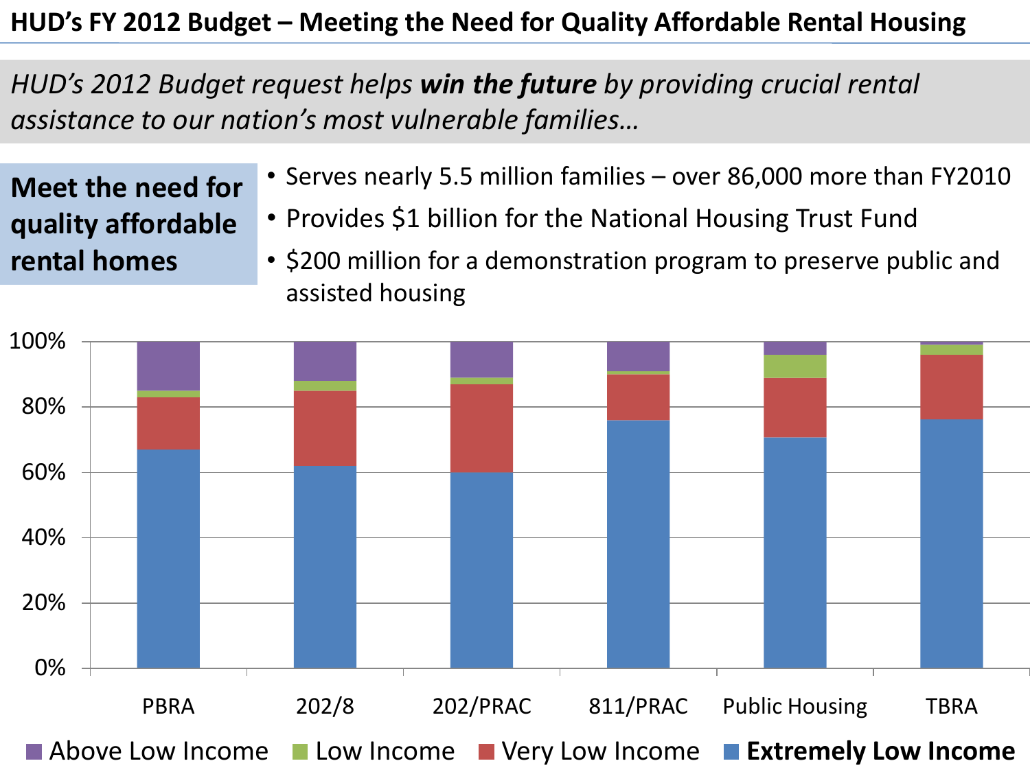# HUD's FY 2012 Budget – Meeting the Need for Quality Affordable Rental Housing

*HUD's 2012 Budget request helps **win the future** by providing crucial rental assistance to our nation's most vulnerable families…*

**Meet the need for quality affordable rental homes**

- Serves nearly 5.5 million families – over 86,000 more than FY2010
- Provides $1 billion for the National Housing Trust Fund
- $200 million for a demonstration program to preserve public and assisted housing

100%
80%
60%
40%
20%
0%

PBRA | 202/8 | 202/PRAC | 811/PRAC | Public Housing | TBRA

Above Low Income | Low Income | Very Low Income | **Extremely Low Income**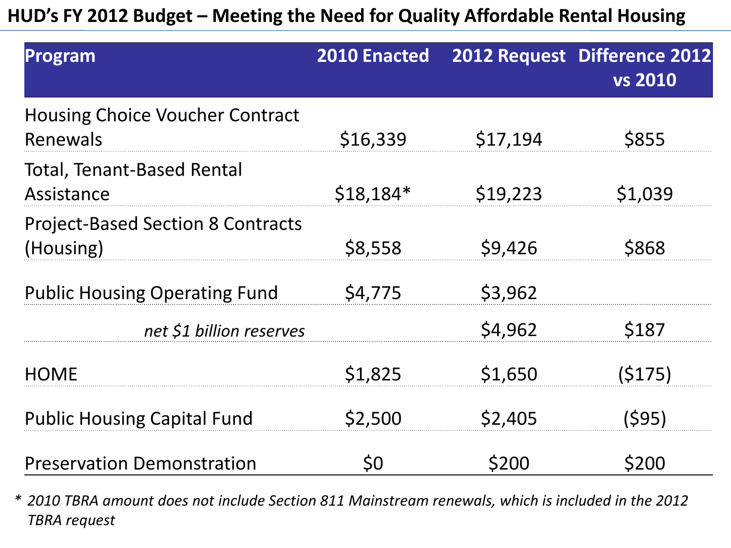# HUD's FY 2012 Budget – Meeting the Need for Quality Affordable Rental Housing

| Program | 2010 Enacted | 2012 Request | Difference 2012 vs 2010 |
|---|---|---|---|
| Housing Choice Voucher Contract Renewals | $16,339 | $17,194 | $855 |
| Total, Tenant-Based Rental Assistance | $18,184* | $19,223 | $1,039 |
| Project-Based Section 8 Contracts (Housing) | $8,558 | $9,426 | $868 |
| Public Housing Operating Fund | $4,775 | $3,962 | |
| *net $1 billion reserves* | | $4,962 | $187 |
| HOME | $1,825 | $1,650 | ($175) |
| Public Housing Capital Fund | $2,500 | $2,405 | ($95) |
| Preservation Demonstration | $0 | $200 | $200 |

* *2010 TBRA amount does not include Section 811 Mainstream renewals, which is included in the 2012 TBRA request*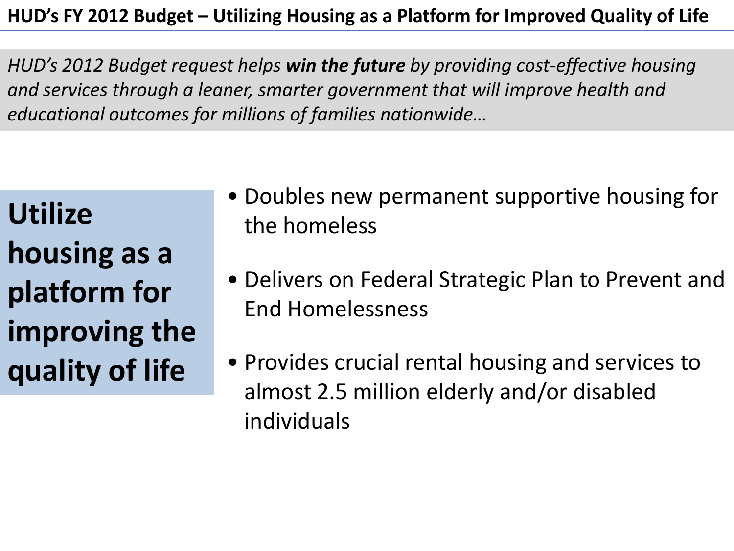## HUD's FY 2012 Budget – Utilizing Housing as a Platform for Improved Quality of Life

*HUD's 2012 Budget request helps* ***win the future*** *by providing cost-effective housing and services through a leaner, smarter government that will improve health and educational outcomes for millions of families nationwide…*

**Utilize housing as a platform for improving the quality of life**

- Doubles new permanent supportive housing for the homeless
- Delivers on Federal Strategic Plan to Prevent and End Homelessness
- Provides crucial rental housing and services to almost 2.5 million elderly and/or disabled individuals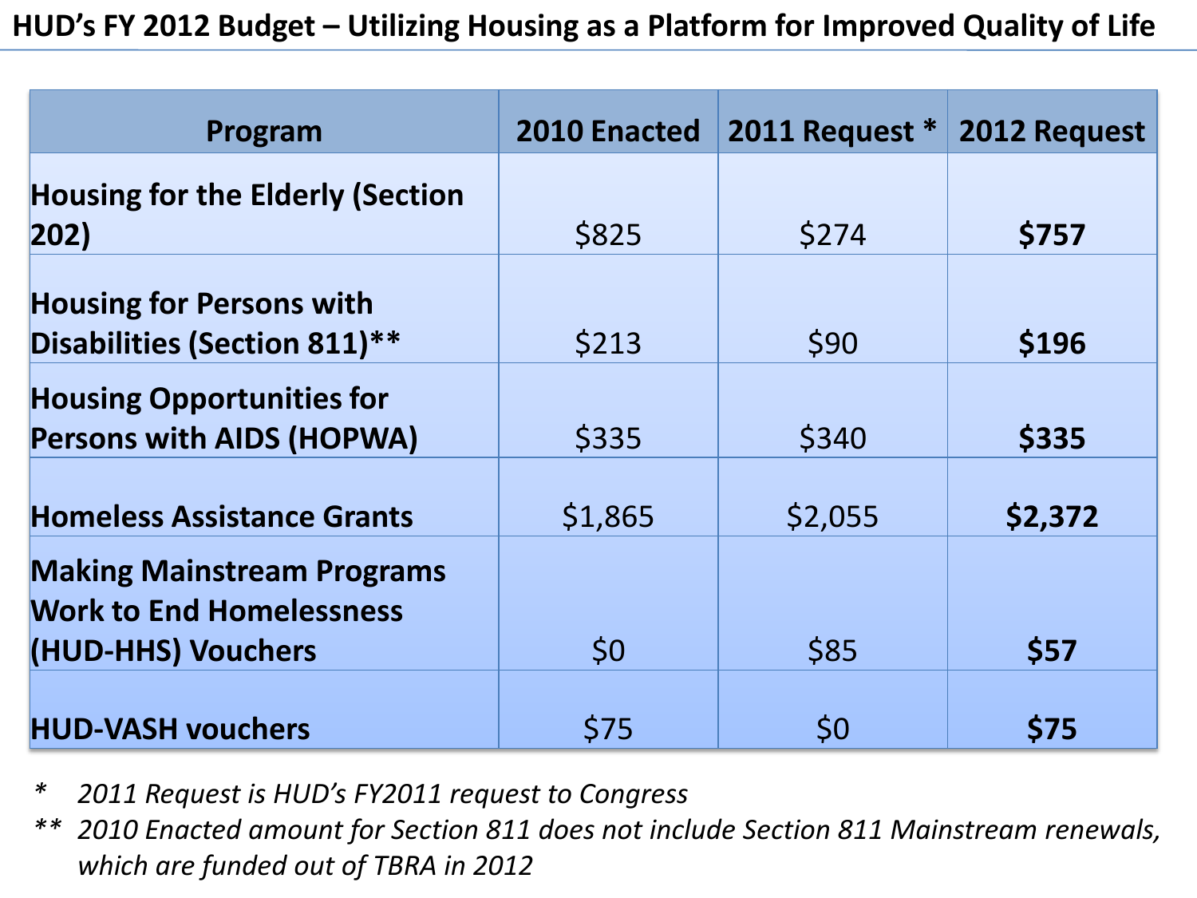## HUD's FY 2012 Budget – Utilizing Housing as a Platform for Improved Quality of Life

| Program | 2010 Enacted | 2011 Request * | 2012 Request |
|---|---|---|---|
| **Housing for the Elderly (Section 202)** | $825 | $274 | **$757** |
| **Housing for Persons with Disabilities (Section 811)**** | $213 | $90 | **$196** |
| **Housing Opportunities for Persons with AIDS (HOPWA)** | $335 | $340 | **$335** |
| **Homeless Assistance Grants** | $1,865 | $2,055 | **$2,372** |
| **Making Mainstream Programs Work to End Homelessness (HUD-HHS) Vouchers** | $0 | $85 | **$57** |
| **HUD-VASH vouchers** | $75 | $0 | **$75** |

*\* 2011 Request is HUD's FY2011 request to Congress*

*\*\* 2010 Enacted amount for Section 811 does not include Section 811 Mainstream renewals, which are funded out of TBRA in 2012*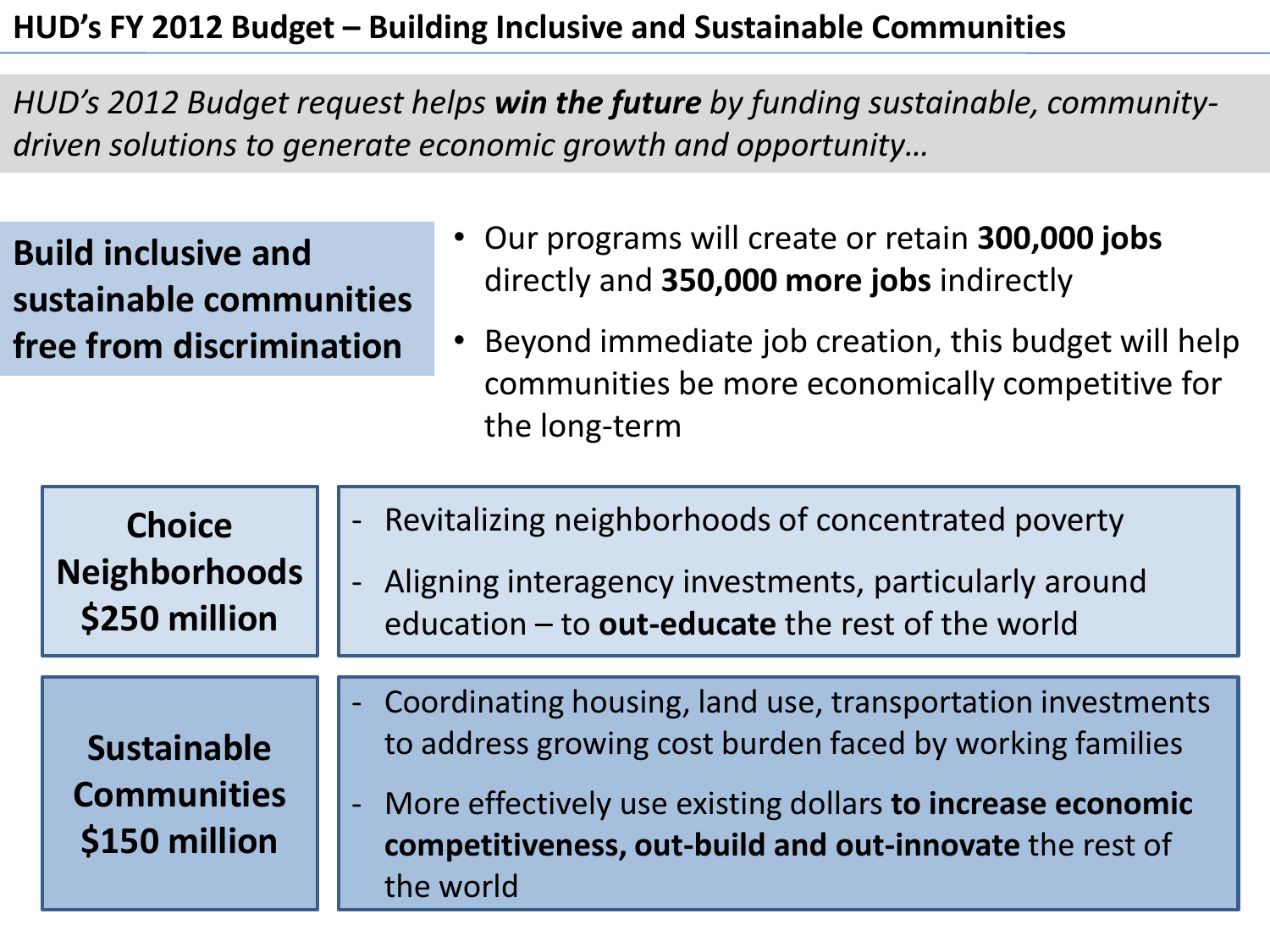# HUD's FY 2012 Budget – Building Inclusive and Sustainable Communities

*HUD's 2012 Budget request helps **win the future** by funding sustainable, community-driven solutions to generate economic growth and opportunity…*

## Build inclusive and sustainable communities free from discrimination

- Our programs will create or retain **300,000 jobs** directly and **350,000 more jobs** indirectly
- Beyond immediate job creation, this budget will help communities be more economically competitive for the long-term

| Program | Description |
| --- | --- |
| **Choice Neighborhoods $250 million** | - Revitalizing neighborhoods of concentrated poverty<br>- Aligning interagency investments, particularly around education – to **out-educate** the rest of the world |
| **Sustainable Communities $150 million** | - Coordinating housing, land use, transportation investments to address growing cost burden faced by working families<br>- More effectively use existing dollars **to increase economic competitiveness, out-build and out-innovate** the rest of the world |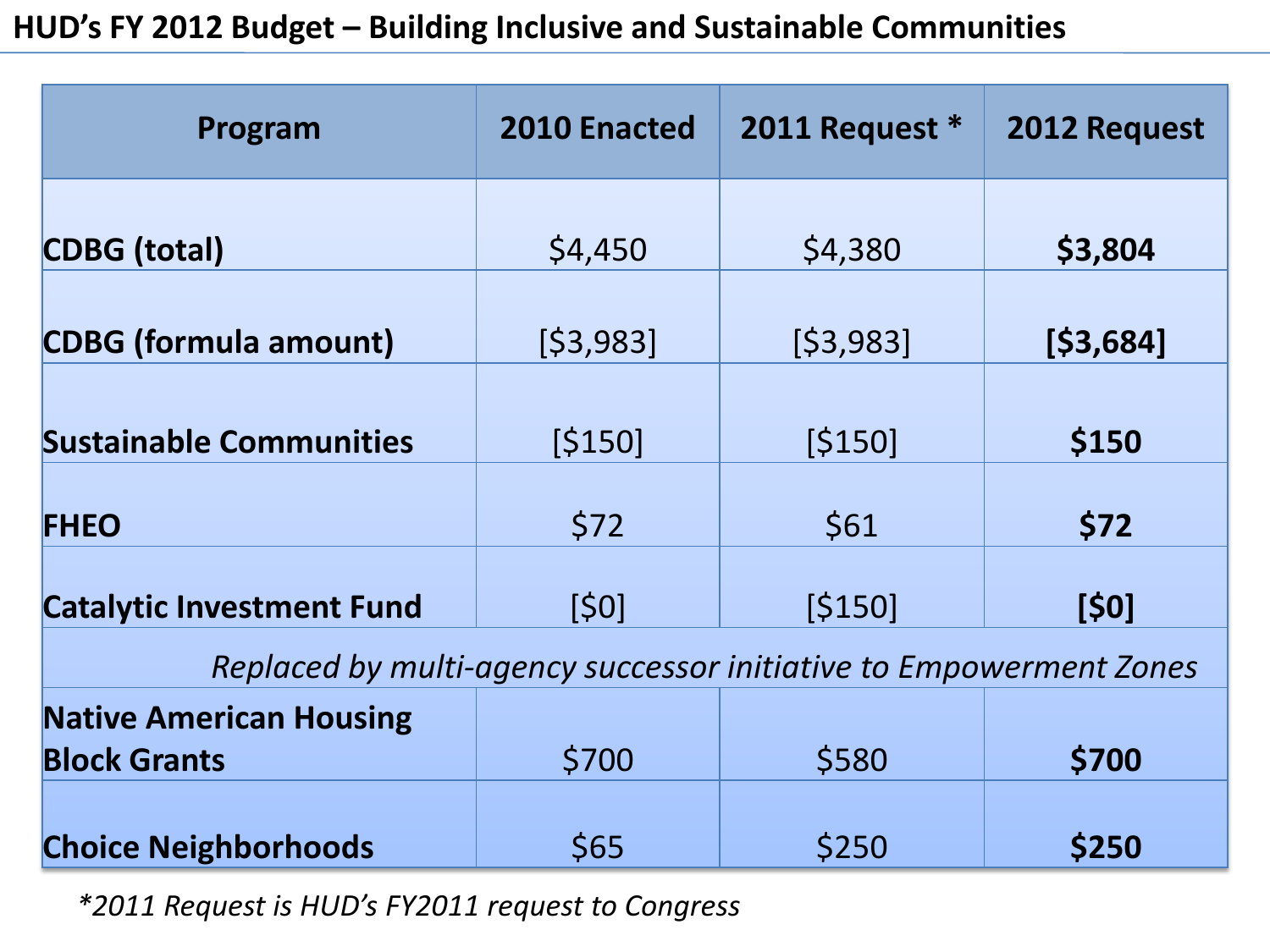# HUD's FY 2012 Budget – Building Inclusive and Sustainable Communities

| Program | 2010 Enacted | 2011 Request * | 2012 Request |
|---|---|---|---|
| CDBG (total) | $4,450 | $4,380 | **$3,804** |
| CDBG (formula amount) | [$3,983] | [$3,983] | **[$3,684]** |
| Sustainable Communities | [$150] | [$150] | **$150** |
| FHEO | $72 | $61 | **$72** |
| Catalytic Investment Fund | [$0] | [$150] | **[$0]** |
| *Replaced by multi-agency successor initiative to Empowerment Zones* | | | |
| Native American Housing Block Grants | $700 | $580 | **$700** |
| Choice Neighborhoods | $65 | $250 | **$250** |

*2011 Request is HUD's FY2011 request to Congress*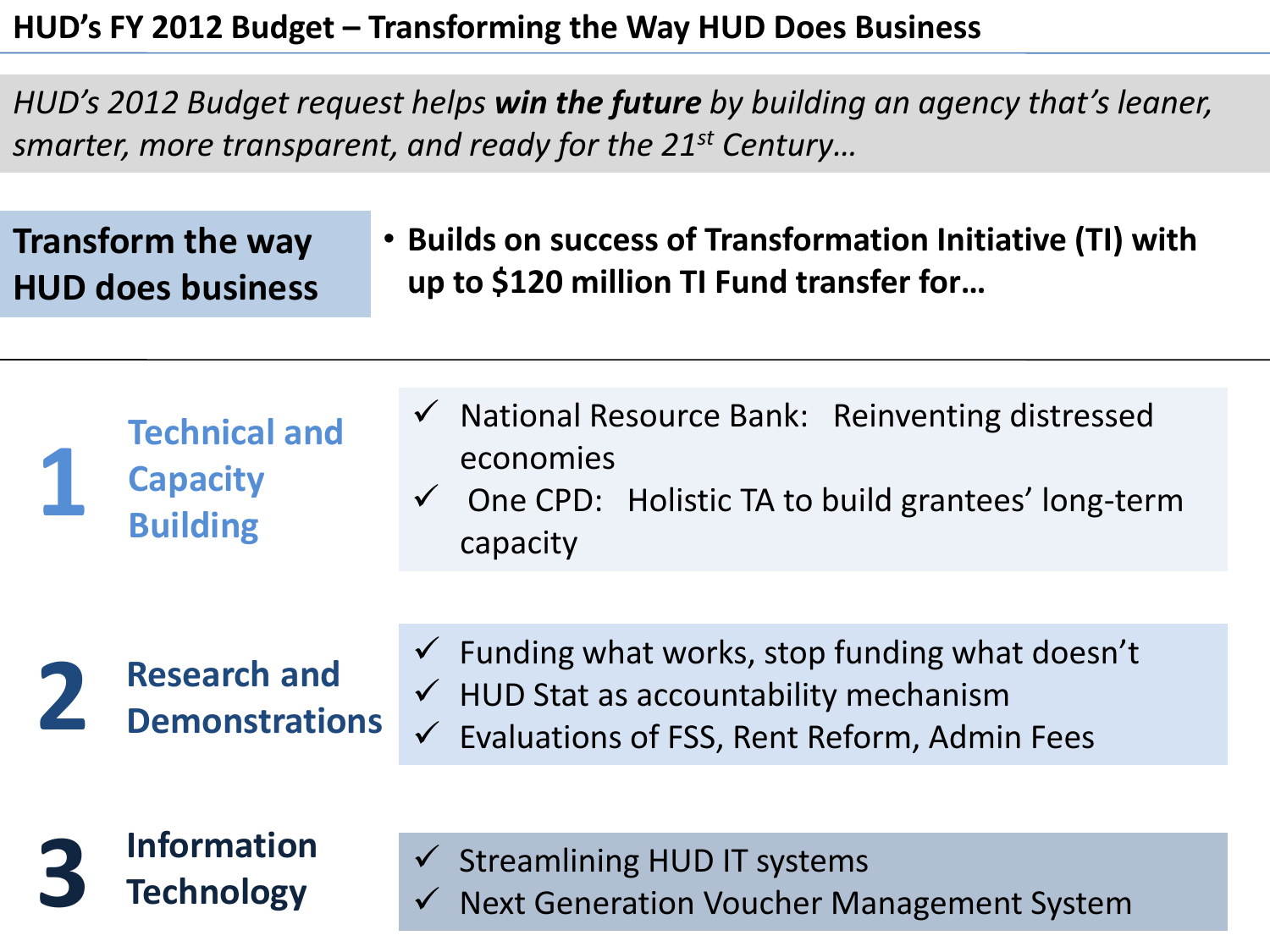# HUD's FY 2012 Budget – Transforming the Way HUD Does Business

*HUD's 2012 Budget request helps **win the future** by building an agency that's leaner, smarter, more transparent, and ready for the 21st Century…*

**Transform the way HUD does business**

- **Builds on success of Transformation Initiative (TI) with up to $120 million TI Fund transfer for…**

## 1 Technical and Capacity Building

- ✓ National Resource Bank: Reinventing distressed economies
- ✓ One CPD: Holistic TA to build grantees' long-term capacity

## 2 Research and Demonstrations

- ✓ Funding what works, stop funding what doesn't
- ✓ HUD Stat as accountability mechanism
- ✓ Evaluations of FSS, Rent Reform, Admin Fees

## 3 Information Technology

- ✓ Streamlining HUD IT systems
- ✓ Next Generation Voucher Management System